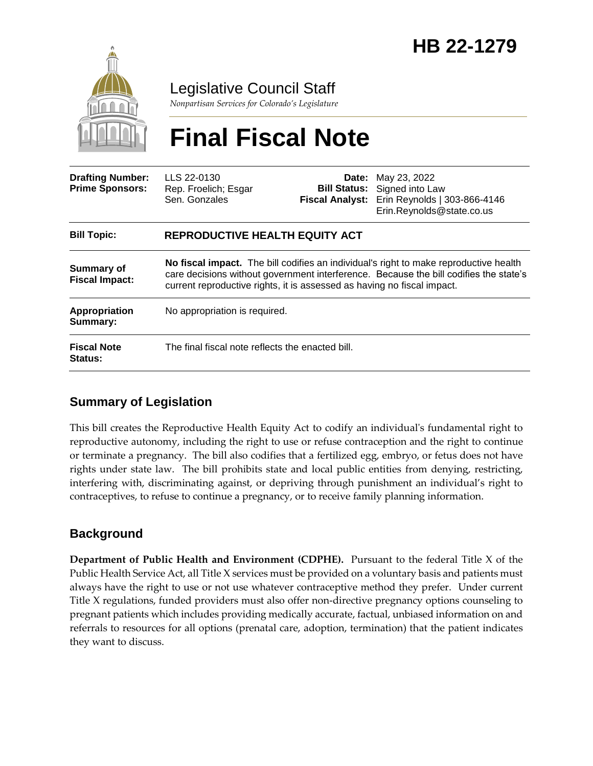# HB 22-1279

Legislative Council Staff

*Nonpartisan Services for Colorado's Legislature*

# Final Fiscal Note

| | | | |
|---|---|---|---|
| **Drafting Number:** | LLS 22-0130 | **Date:** | May 23, 2022 |
| **Prime Sponsors:** | Rep. Froelich; Esgar<br>Sen. Gonzales | **Bill Status:** | Signed into Law |
| | | **Fiscal Analyst:** | Erin Reynolds \| 303-866-4146<br>Erin.Reynolds@state.co.us |

| | |
|---|---|
| **Bill Topic:** | **REPRODUCTIVE HEALTH EQUITY ACT** |
| **Summary of Fiscal Impact:** | **No fiscal impact.** The bill codifies an individual's right to make reproductive health care decisions without government interference. Because the bill codifies the state's current reproductive rights, it is assessed as having no fiscal impact. |
| **Appropriation Summary:** | No appropriation is required. |
| **Fiscal Note Status:** | The final fiscal note reflects the enacted bill. |

## Summary of Legislation

This bill creates the Reproductive Health Equity Act to codify an individual's fundamental right to reproductive autonomy, including the right to use or refuse contraception and the right to continue or terminate a pregnancy. The bill also codifies that a fertilized egg, embryo, or fetus does not have rights under state law. The bill prohibits state and local public entities from denying, restricting, interfering with, discriminating against, or depriving through punishment an individual's right to contraceptives, to refuse to continue a pregnancy, or to receive family planning information.

## Background

**Department of Public Health and Environment (CDPHE).** Pursuant to the federal Title X of the Public Health Service Act, all Title X services must be provided on a voluntary basis and patients must always have the right to use or not use whatever contraceptive method they prefer. Under current Title X regulations, funded providers must also offer non-directive pregnancy options counseling to pregnant patients which includes providing medically accurate, factual, unbiased information on and referrals to resources for all options (prenatal care, adoption, termination) that the patient indicates they want to discuss.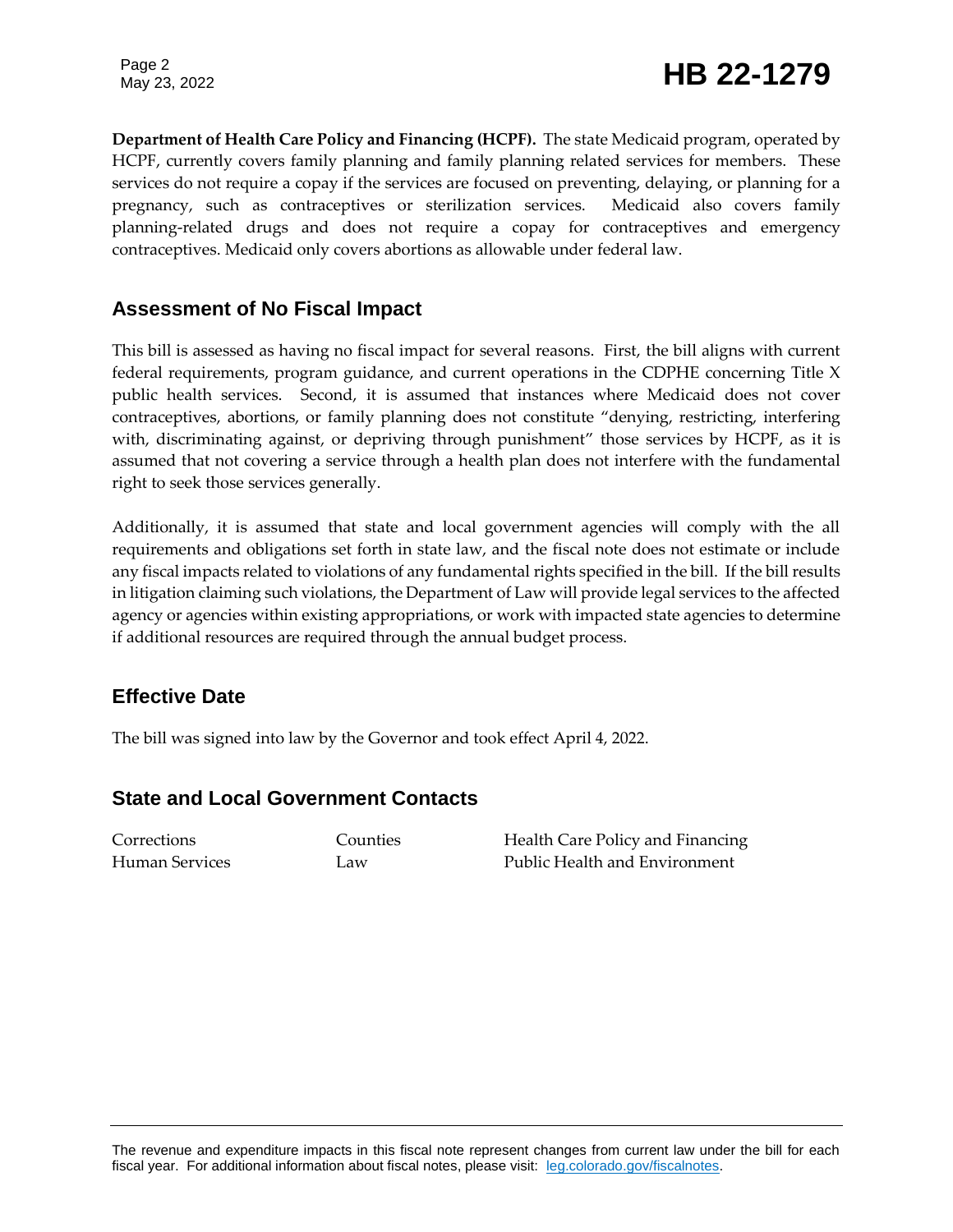**Department of Health Care Policy and Financing (HCPF).** The state Medicaid program, operated by HCPF, currently covers family planning and family planning related services for members. These services do not require a copay if the services are focused on preventing, delaying, or planning for a pregnancy, such as contraceptives or sterilization services. Medicaid also covers family planning-related drugs and does not require a copay for contraceptives and emergency contraceptives. Medicaid only covers abortions as allowable under federal law.

## Assessment of No Fiscal Impact

This bill is assessed as having no fiscal impact for several reasons. First, the bill aligns with current federal requirements, program guidance, and current operations in the CDPHE concerning Title X public health services. Second, it is assumed that instances where Medicaid does not cover contraceptives, abortions, or family planning does not constitute "denying, restricting, interfering with, discriminating against, or depriving through punishment" those services by HCPF, as it is assumed that not covering a service through a health plan does not interfere with the fundamental right to seek those services generally.

Additionally, it is assumed that state and local government agencies will comply with the all requirements and obligations set forth in state law, and the fiscal note does not estimate or include any fiscal impacts related to violations of any fundamental rights specified in the bill. If the bill results in litigation claiming such violations, the Department of Law will provide legal services to the affected agency or agencies within existing appropriations, or work with impacted state agencies to determine if additional resources are required through the annual budget process.

## Effective Date

The bill was signed into law by the Governor and took effect April 4, 2022.

## State and Local Government Contacts

| | | |
|---|---|---|
| Corrections | Counties | Health Care Policy and Financing |
| Human Services | Law | Public Health and Environment |

The revenue and expenditure impacts in this fiscal note represent changes from current law under the bill for each fiscal year. For additional information about fiscal notes, please visit: leg.colorado.gov/fiscalnotes.